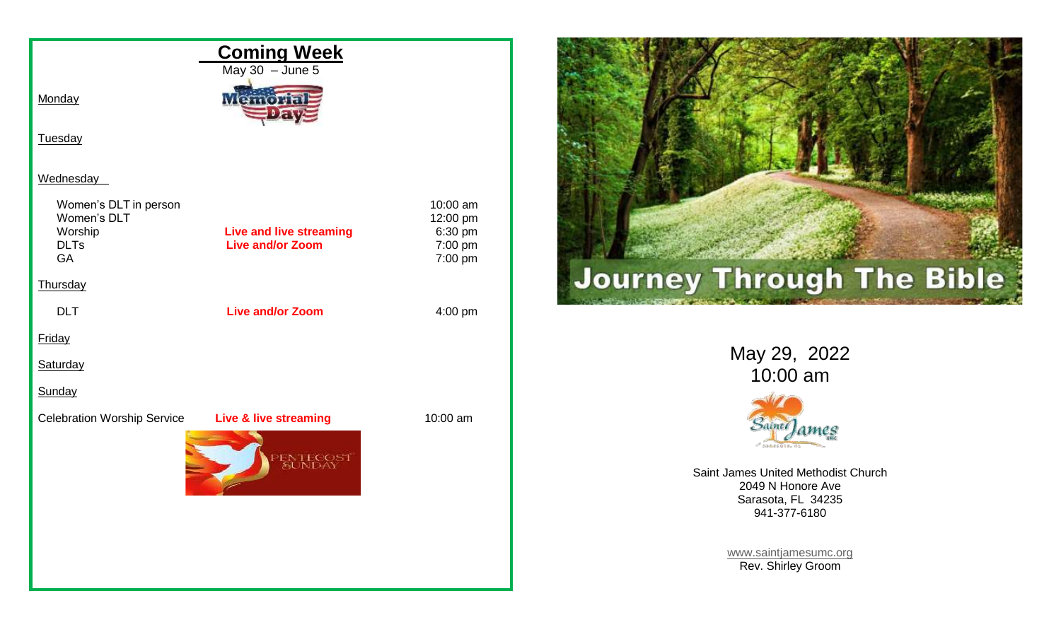## Coming Week

May 30 – June 5

Monday

Memorial Day

Tuesday

Wednesday

| | | |
|---|---|---|
| Women's DLT in person | | 10:00 am |
| Women's DLT | | 12:00 pm |
| Worship | **Live and live streaming** | 6:30 pm |
| DLTs | **Live and/or Zoom** | 7:00 pm |
| GA | | 7:00 pm |

Thursday

| | | |
|---|---|---|
| DLT | **Live and/or Zoom** | 4:00 pm |

Friday

Saturday

Sunday

| | | |
|---|---|---|
| Celebration Worship Service | **Live & live streaming** | 10:00 am |

PENTECOST SUNDAY

# Journey Through The Bible

May 29, 2022
10:00 am

Saint James UMC

Saint James United Methodist Church
2049 N Honore Ave
Sarasota, FL 34235
941-377-6180

www.saintjamesumc.org
Rev. Shirley Groom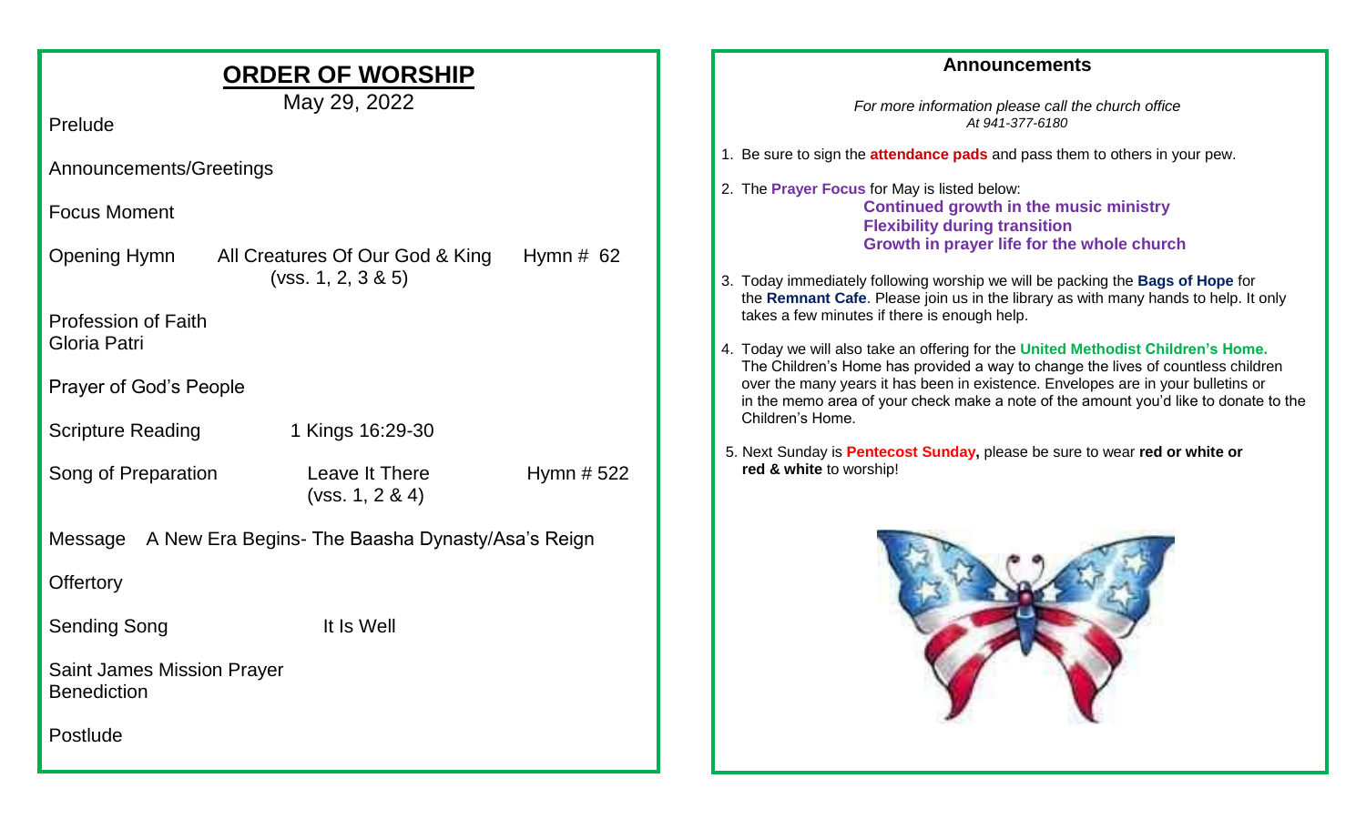# ORDER OF WORSHIP

May 29, 2022

Prelude

Announcements/Greetings

Focus Moment

Opening Hymn    All Creatures Of Our God & King    Hymn # 62
(vss. 1, 2, 3 & 5)

Profession of Faith
Gloria Patri

Prayer of God's People

Scripture Reading    1 Kings 16:29-30

Song of Preparation    Leave It There    Hymn # 522
(vss. 1, 2 & 4)

Message  A New Era Begins- The Baasha Dynasty/Asa's Reign

Offertory

Sending Song    It Is Well

Saint James Mission Prayer
Benediction

Postlude

## Announcements

*For more information please call the church office*
*At 941-377-6180*

1. Be sure to sign the **attendance pads** and pass them to others in your pew.
2. The **Prayer Focus** for May is listed below:
   **Continued growth in the music ministry**
   **Flexibility during transition**
   **Growth in prayer life for the whole church**
3. Today immediately following worship we will be packing the **Bags of Hope** for the **Remnant Cafe**. Please join us in the library as with many hands to help. It only takes a few minutes if there is enough help.
4. Today we will also take an offering for the **United Methodist Children's Home.** The Children's Home has provided a way to change the lives of countless children over the many years it has been in existence. Envelopes are in your bulletins or in the memo area of your check make a note of the amount you'd like to donate to the Children's Home.
5. Next Sunday is **Pentecost Sunday,** please be sure to wear **red or white or red & white** to worship!